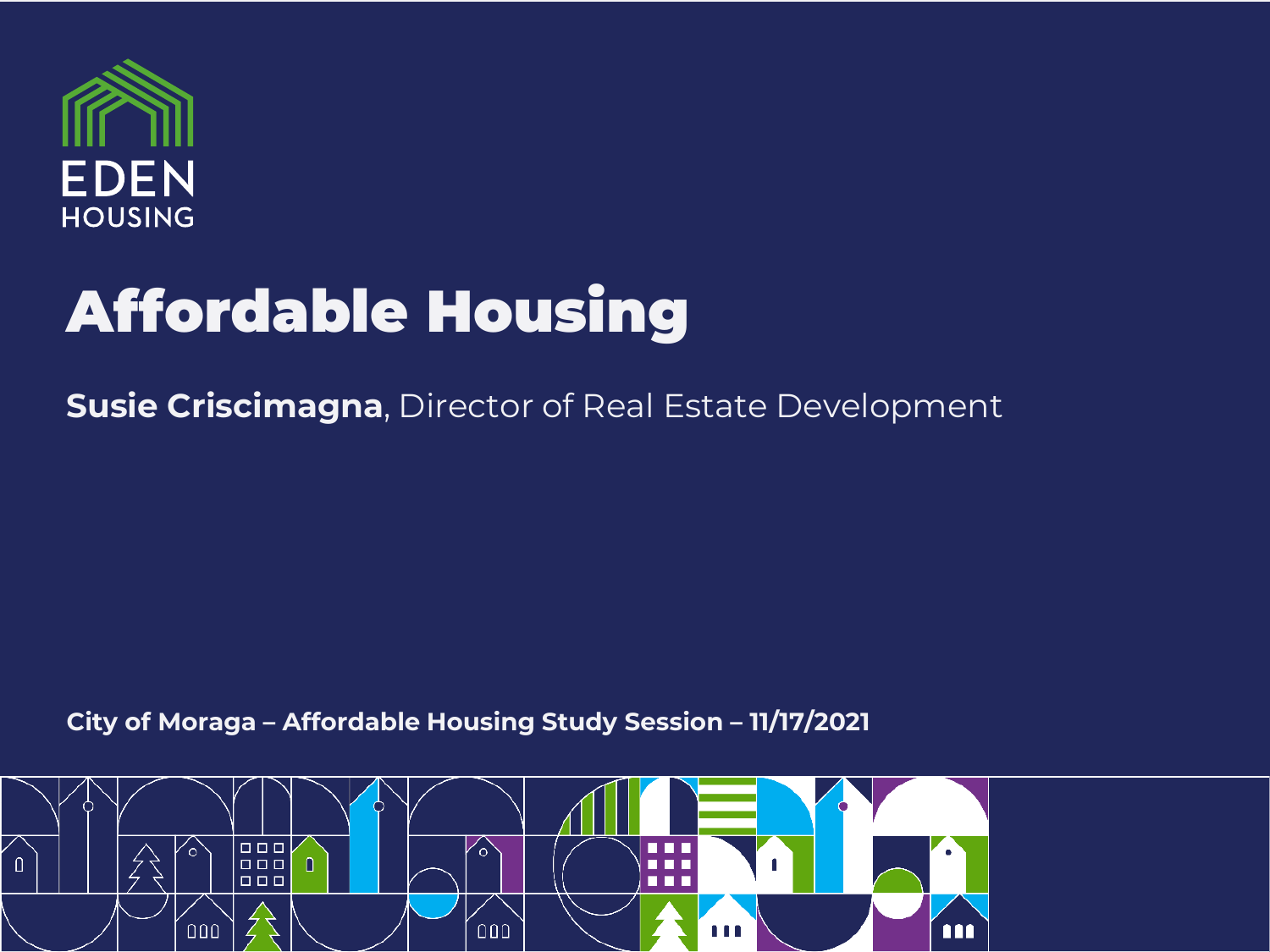EDEN HOUSING

# Affordable Housing

**Susie Criscimagna**, Director of Real Estate Development

**City of Moraga – Affordable Housing Study Session – 11/17/2021**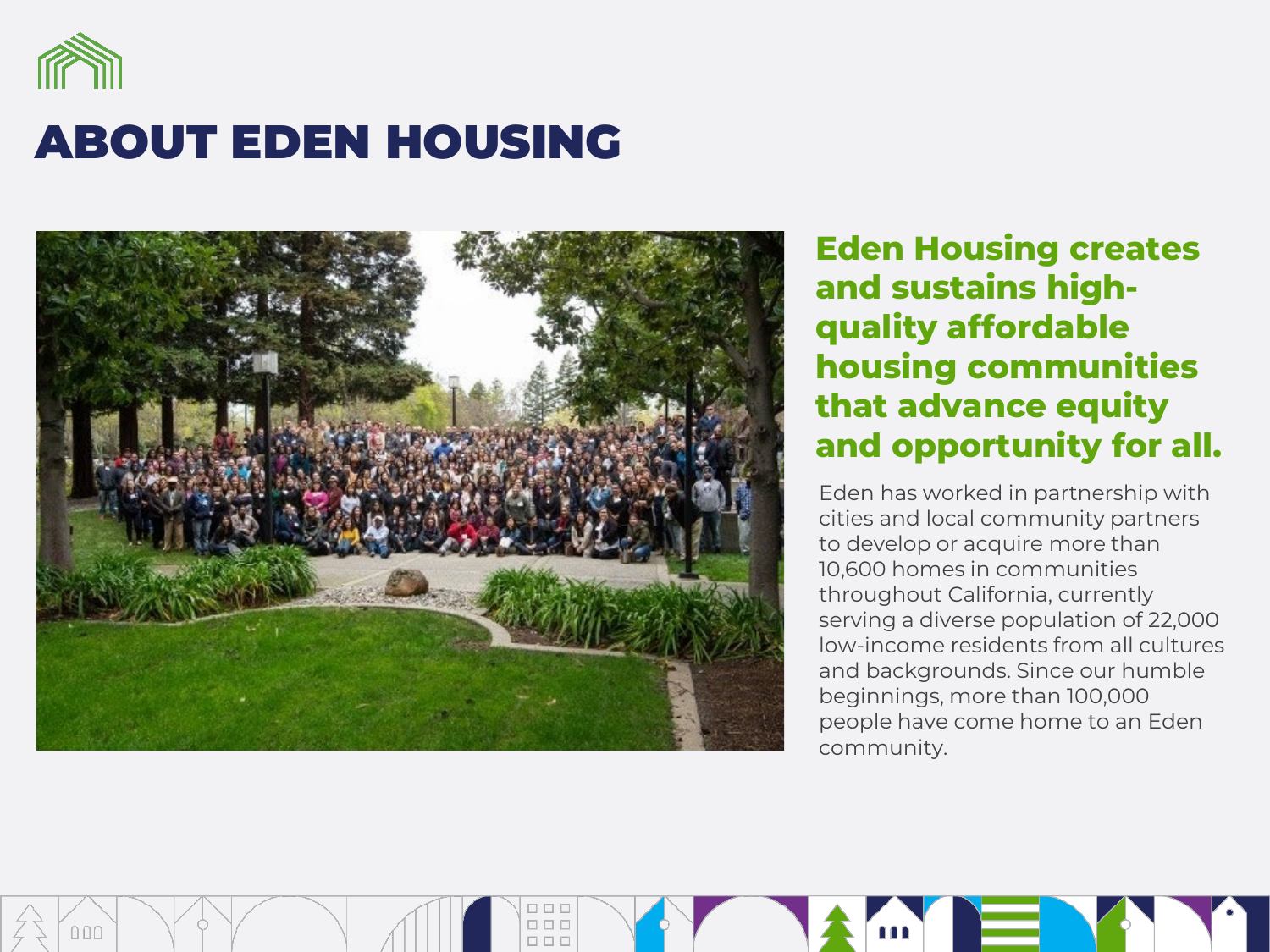# ABOUT EDEN HOUSING

## Eden Housing creates and sustains high-quality affordable housing communities that advance equity and opportunity for all.

Eden has worked in partnership with cities and local community partners to develop or acquire more than 10,600 homes in communities throughout California, currently serving a diverse population of 22,000 low-income residents from all cultures and backgrounds. Since our humble beginnings, more than 100,000 people have come home to an Eden community.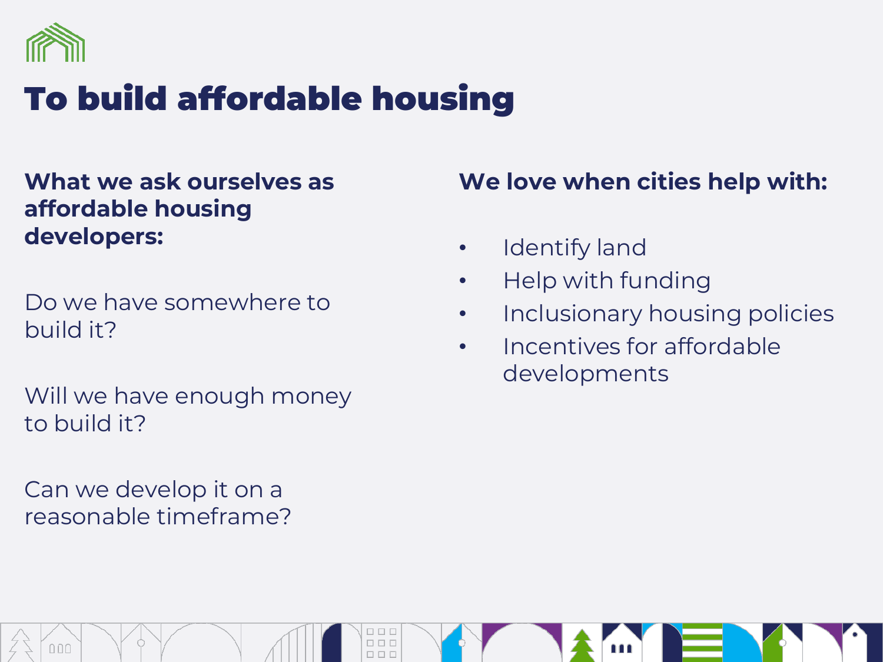# To build affordable housing

**What we ask ourselves as affordable housing developers:**

Do we have somewhere to build it?

Will we have enough money to build it?

Can we develop it on a reasonable timeframe?

**We love when cities help with:**

- Identify land
- Help with funding
- Inclusionary housing policies
- Incentives for affordable developments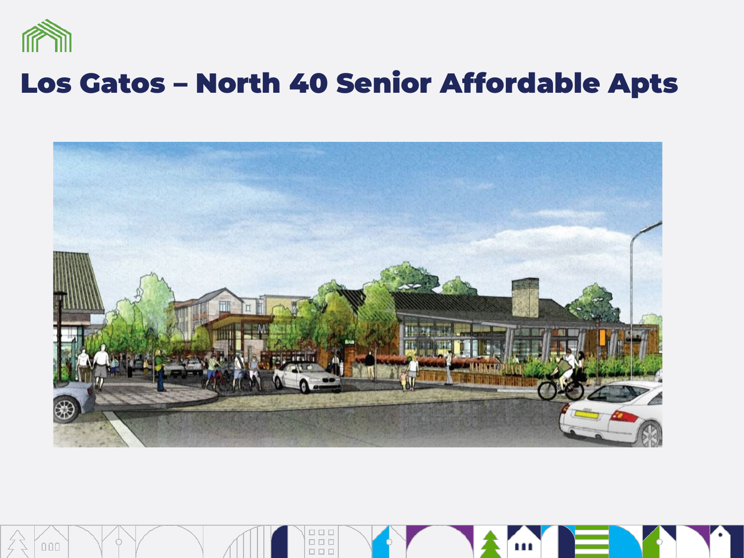# Los Gatos – North 40 Senior Affordable Apts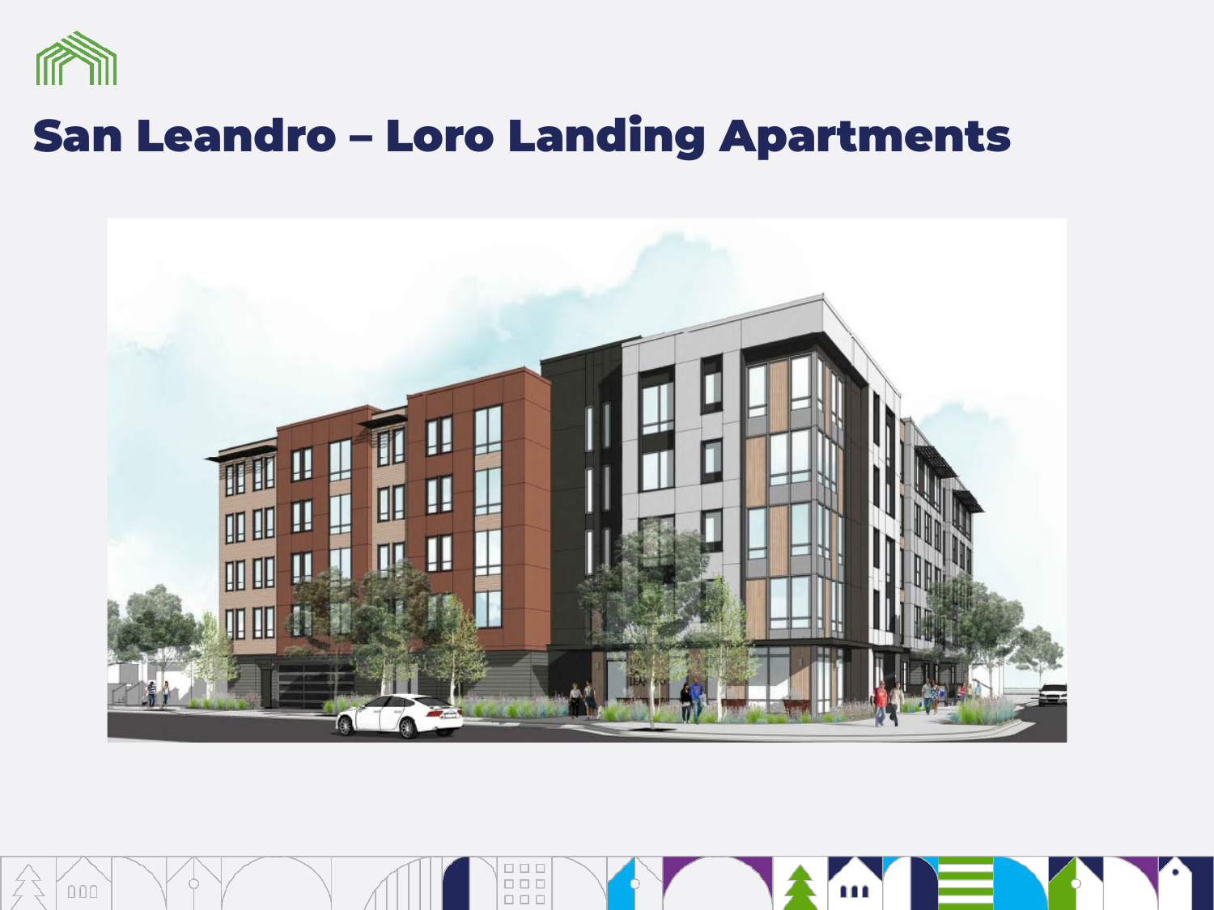# San Leandro – Loro Landing Apartments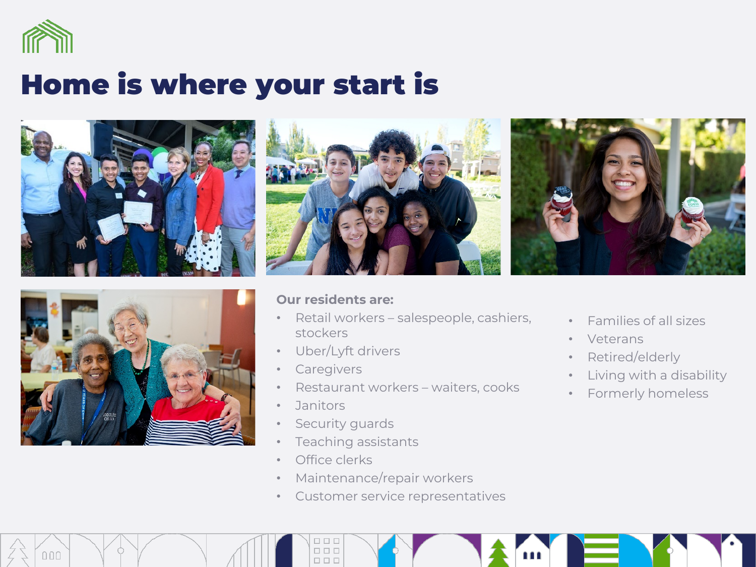# Home is where your start is

**Our residents are:**

- Retail workers – salespeople, cashiers, stockers
- Uber/Lyft drivers
- Caregivers
- Restaurant workers – waiters, cooks
- Janitors
- Security guards
- Teaching assistants
- Office clerks
- Maintenance/repair workers
- Customer service representatives
- Families of all sizes
- Veterans
- Retired/elderly
- Living with a disability
- Formerly homeless